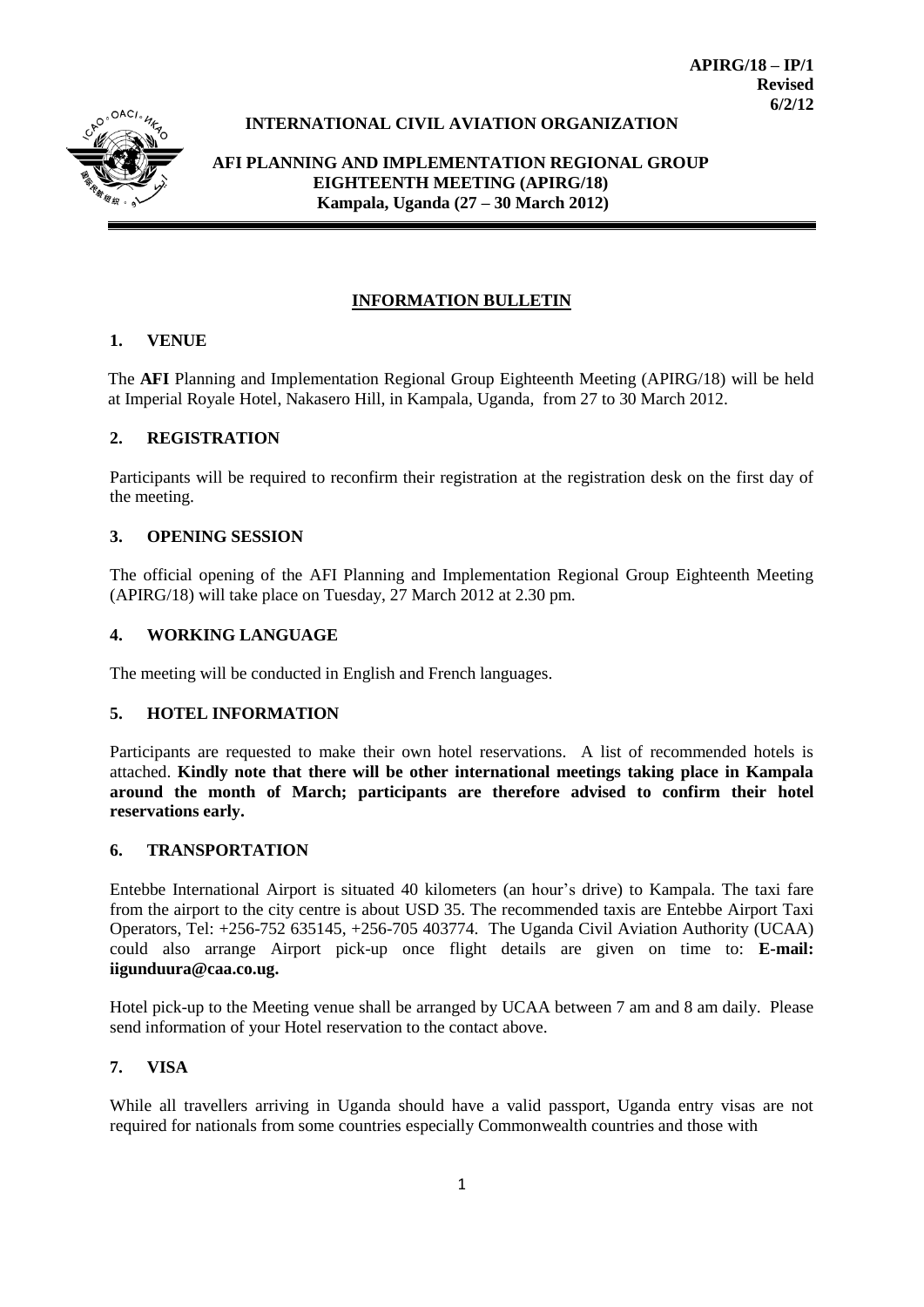**APIRG/18 – IP/1**
**Revised**
**6/2/12**

**INTERNATIONAL CIVIL AVIATION ORGANIZATION**

**AFI PLANNING AND IMPLEMENTATION REGIONAL GROUP**
**EIGHTEENTH MEETING (APIRG/18)**
**Kampala, Uganda (27 – 30 March 2012)**

## INFORMATION BULLETIN

### 1. VENUE

The **AFI** Planning and Implementation Regional Group Eighteenth Meeting (APIRG/18) will be held at Imperial Royale Hotel, Nakasero Hill, in Kampala, Uganda, from 27 to 30 March 2012.

### 2. REGISTRATION

Participants will be required to reconfirm their registration at the registration desk on the first day of the meeting.

### 3. OPENING SESSION

The official opening of the AFI Planning and Implementation Regional Group Eighteenth Meeting (APIRG/18) will take place on Tuesday, 27 March 2012 at 2.30 pm.

### 4. WORKING LANGUAGE

The meeting will be conducted in English and French languages.

### 5. HOTEL INFORMATION

Participants are requested to make their own hotel reservations. A list of recommended hotels is attached. **Kindly note that there will be other international meetings taking place in Kampala around the month of March; participants are therefore advised to confirm their hotel reservations early.**

### 6. TRANSPORTATION

Entebbe International Airport is situated 40 kilometers (an hour's drive) to Kampala. The taxi fare from the airport to the city centre is about USD 35. The recommended taxis are Entebbe Airport Taxi Operators, Tel: +256-752 635145, +256-705 403774. The Uganda Civil Aviation Authority (UCAA) could also arrange Airport pick-up once flight details are given on time to: **E-mail: iigunduura@caa.co.ug.**

Hotel pick-up to the Meeting venue shall be arranged by UCAA between 7 am and 8 am daily. Please send information of your Hotel reservation to the contact above.

### 7. VISA

While all travellers arriving in Uganda should have a valid passport, Uganda entry visas are not required for nationals from some countries especially Commonwealth countries and those with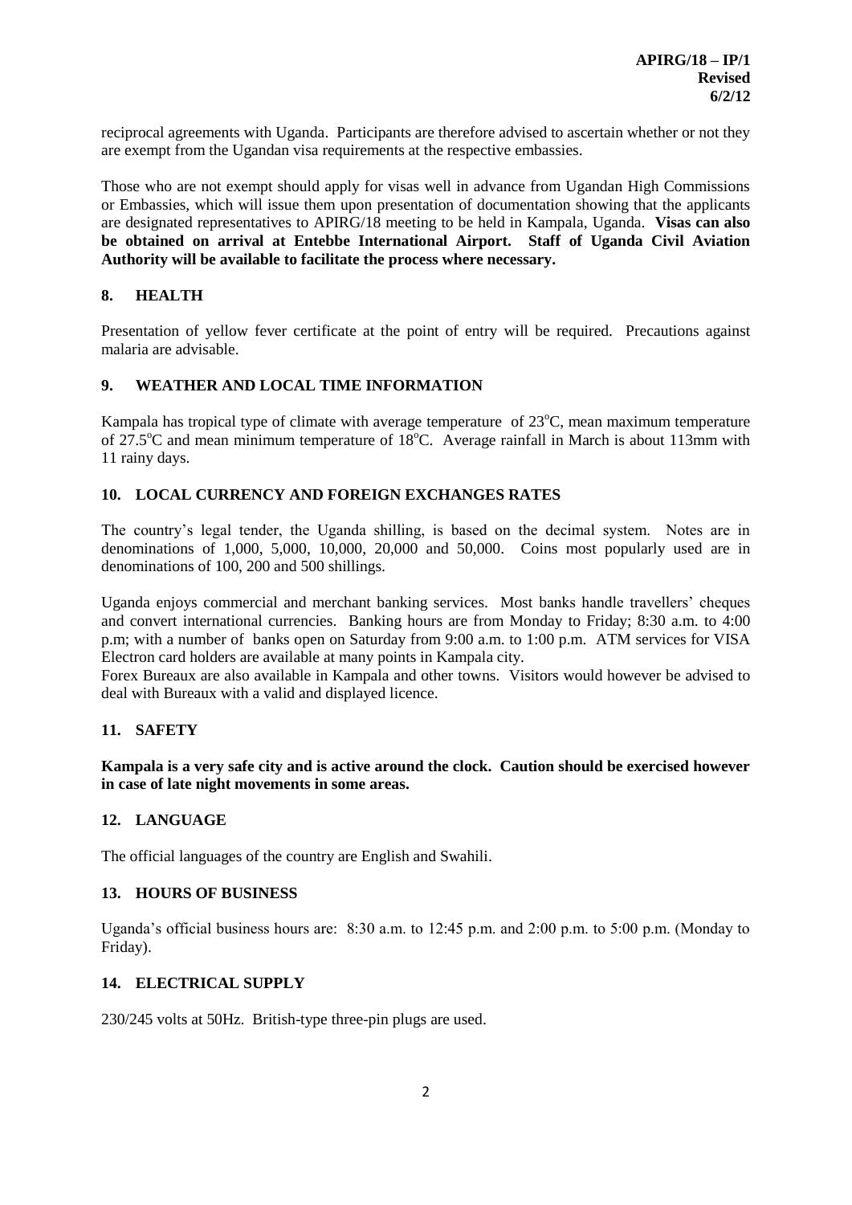reciprocal agreements with Uganda. Participants are therefore advised to ascertain whether or not they are exempt from the Ugandan visa requirements at the respective embassies.

Those who are not exempt should apply for visas well in advance from Ugandan High Commissions or Embassies, which will issue them upon presentation of documentation showing that the applicants are designated representatives to APIRG/18 meeting to be held in Kampala, Uganda. **Visas can also be obtained on arrival at Entebbe International Airport. Staff of Uganda Civil Aviation Authority will be available to facilitate the process where necessary.**

## 8. HEALTH

Presentation of yellow fever certificate at the point of entry will be required. Precautions against malaria are advisable.

## 9. WEATHER AND LOCAL TIME INFORMATION

Kampala has tropical type of climate with average temperature of 23°C, mean maximum temperature of 27.5°C and mean minimum temperature of 18°C. Average rainfall in March is about 113mm with 11 rainy days.

## 10. LOCAL CURRENCY AND FOREIGN EXCHANGES RATES

The country's legal tender, the Uganda shilling, is based on the decimal system. Notes are in denominations of 1,000, 5,000, 10,000, 20,000 and 50,000. Coins most popularly used are in denominations of 100, 200 and 500 shillings.

Uganda enjoys commercial and merchant banking services. Most banks handle travellers' cheques and convert international currencies. Banking hours are from Monday to Friday; 8:30 a.m. to 4:00 p.m; with a number of banks open on Saturday from 9:00 a.m. to 1:00 p.m. ATM services for VISA Electron card holders are available at many points in Kampala city.

Forex Bureaux are also available in Kampala and other towns. Visitors would however be advised to deal with Bureaux with a valid and displayed licence.

## 11. SAFETY

**Kampala is a very safe city and is active around the clock. Caution should be exercised however in case of late night movements in some areas.**

## 12. LANGUAGE

The official languages of the country are English and Swahili.

## 13. HOURS OF BUSINESS

Uganda's official business hours are: 8:30 a.m. to 12:45 p.m. and 2:00 p.m. to 5:00 p.m. (Monday to Friday).

## 14. ELECTRICAL SUPPLY

230/245 volts at 50Hz. British-type three-pin plugs are used.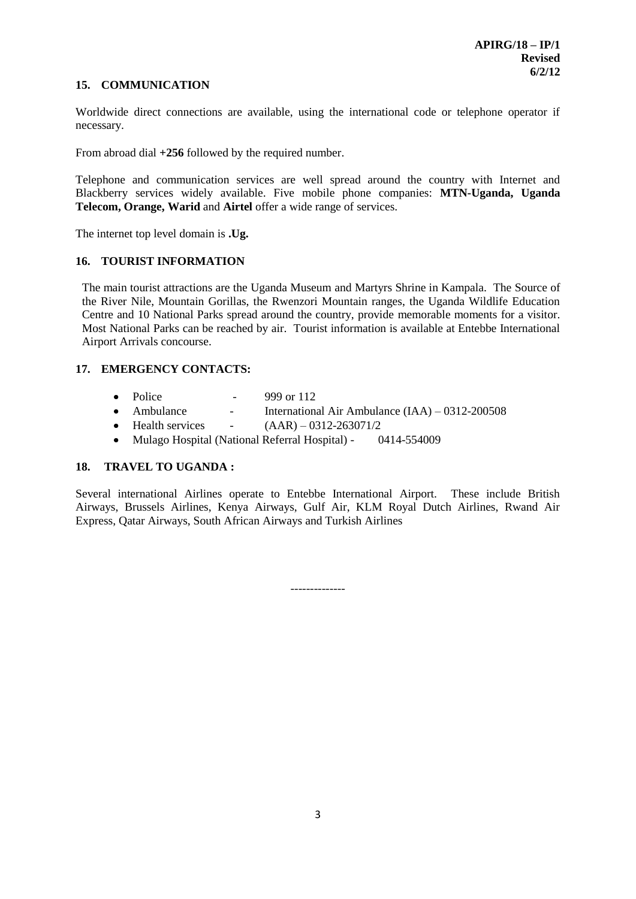## 15. COMMUNICATION

Worldwide direct connections are available, using the international code or telephone operator if necessary.

From abroad dial **+256** followed by the required number.

Telephone and communication services are well spread around the country with Internet and Blackberry services widely available. Five mobile phone companies: **MTN-Uganda, Uganda Telecom, Orange, Warid** and **Airtel** offer a wide range of services.

The internet top level domain is **.Ug.**

## 16. TOURIST INFORMATION

The main tourist attractions are the Uganda Museum and Martyrs Shrine in Kampala. The Source of the River Nile, Mountain Gorillas, the Rwenzori Mountain ranges, the Uganda Wildlife Education Centre and 10 National Parks spread around the country, provide memorable moments for a visitor. Most National Parks can be reached by air. Tourist information is available at Entebbe International Airport Arrivals concourse.

## 17. EMERGENCY CONTACTS:

- Police - 999 or 112
- Ambulance - International Air Ambulance (IAA) – 0312-200508
- Health services - (AAR) – 0312-263071/2
- Mulago Hospital (National Referral Hospital) - 0414-554009

## 18. TRAVEL TO UGANDA :

Several international Airlines operate to Entebbe International Airport. These include British Airways, Brussels Airlines, Kenya Airways, Gulf Air, KLM Royal Dutch Airlines, Rwand Air Express, Qatar Airways, South African Airways and Turkish Airlines

-------------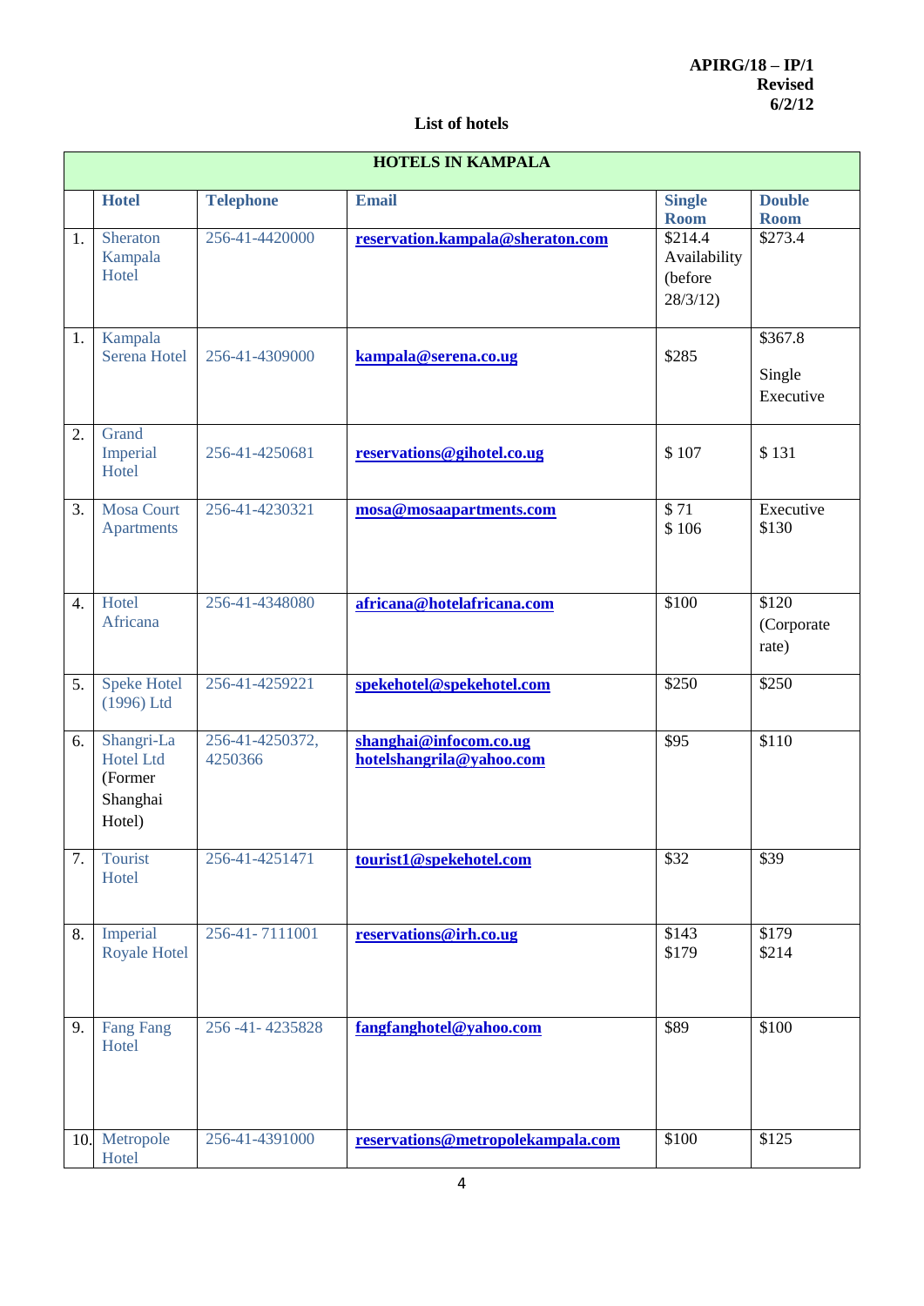APIRG/18 – IP/1
Revised
6/2/12

**List of hotels**

| HOTELS IN KAMPALA | | | | | |
|---|---|---|---|---|---|
| | **Hotel** | **Telephone** | **Email** | **Single Room** | **Double Room** |
| 1. | Sheraton Kampala Hotel | 256-41-4420000 | **reservation.kampala@sheraton.com** | $214.4 Availability (before 28/3/12) | $273.4 |
| 1. | Kampala Serena Hotel | 256-41-4309000 | **kampala@serena.co.ug** | $285 | $367.8 Single Executive |
| 2. | Grand Imperial Hotel | 256-41-4250681 | **reservations@gihotel.co.ug** | $ 107 | $ 131 |
| 3. | Mosa Court Apartments | 256-41-4230321 | **mosa@mosaapartments.com** | $ 71 $ 106 | Executive $130 |
| 4. | Hotel Africana | 256-41-4348080 | **africana@hotelafricana.com** | $100 | $120 (Corporate rate) |
| 5. | Speke Hotel (1996) Ltd | 256-41-4259221 | **spekehotel@spekehotel.com** | $250 | $250 |
| 6. | Shangri-La Hotel Ltd (Former Shanghai Hotel) | 256-41-4250372, 4250366 | **shanghai@infocom.co.ug** **hotelshangrila@yahoo.com** | $95 | $110 |
| 7. | Tourist Hotel | 256-41-4251471 | **tourist1@spekehotel.com** | $32 | $39 |
| 8. | Imperial Royale Hotel | 256-41- 7111001 | **reservations@irh.co.ug** | $143 $179 | $179 $214 |
| 9. | Fang Fang Hotel | 256 -41- 4235828 | **fangfanghotel@yahoo.com** | $89 | $100 |
| 10. | Metropole Hotel | 256-41-4391000 | **reservations@metropolekampala.com** | $100 | $125 |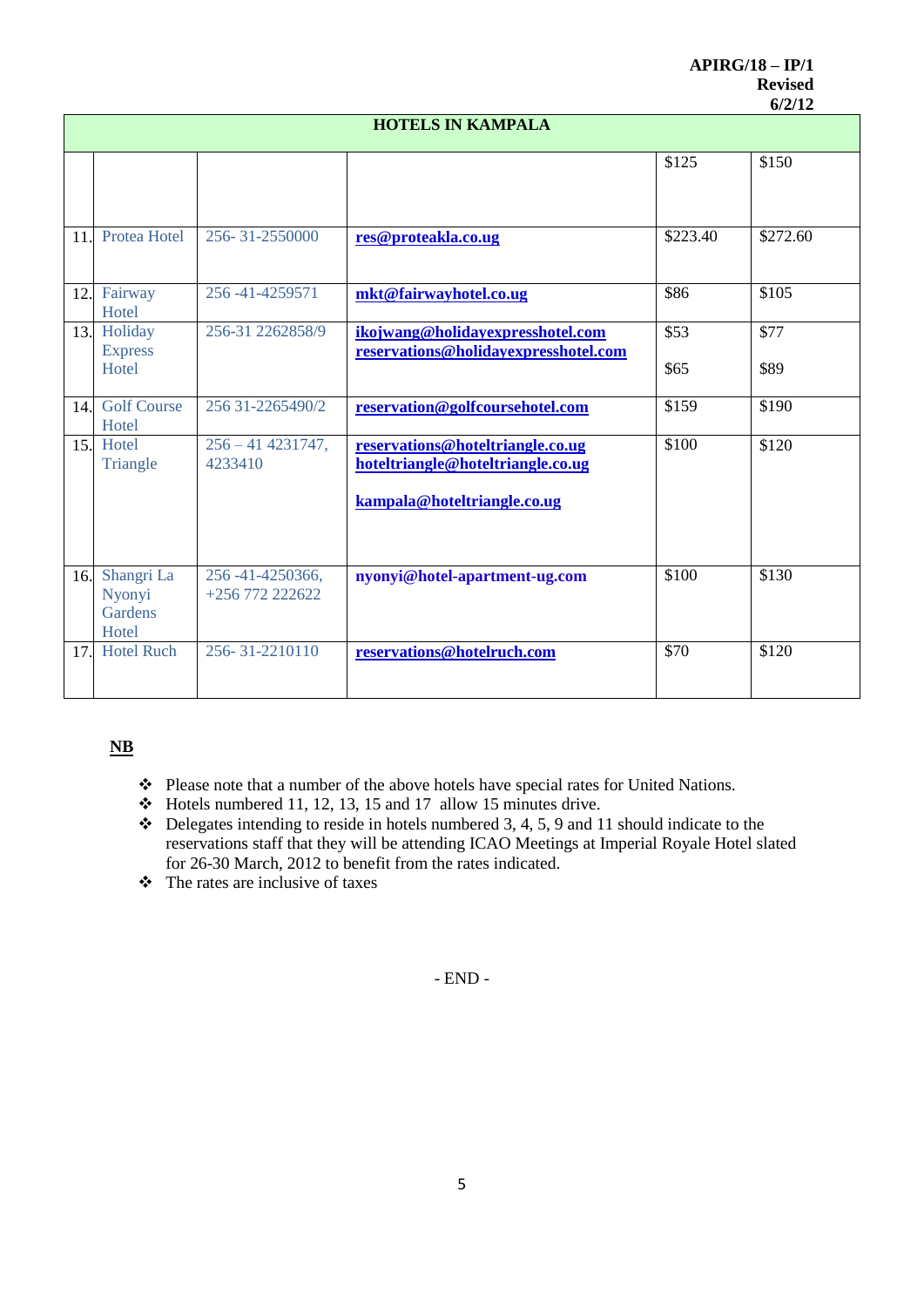APIRG/18 – IP/1
**Revised**
**6/2/12**

| HOTELS IN KAMPALA | | | | | |
|---|---|---|---|---|---|
| | | | | $125 | $150 |
| 11. | Protea Hotel | 256- 31-2550000 | **res@proteakla.co.ug** | $223.40 | $272.60 |
| 12. | Fairway Hotel | 256 -41-4259571 | **mkt@fairwayhotel.co.ug** | $86 | $105 |
| 13. | Holiday Express Hotel | 256-31 2262858/9 | **ikojwang@holidayexpresshotel.com** **reservations@holidayexpresshotel.com** | $53<br>$65 | $77<br>$89 |
| 14. | Golf Course Hotel | 256 31-2265490/2 | **reservation@golfcoursehotel.com** | $159 | $190 |
| 15. | Hotel Triangle | 256 – 41 4231747, 4233410 | **reservations@hoteltriangle.co.ug** **hoteltriangle@hoteltriangle.co.ug**<br>**kampala@hoteltriangle.co.ug** | $100 | $120 |
| 16. | Shangri La Nyonyi Gardens Hotel | 256 -41-4250366, +256 772 222622 | **nyonyi@hotel-apartment-ug.com** | $100 | $130 |
| 17. | Hotel Ruch | 256- 31-2210110 | **reservations@hotelruch.com** | $70 | $120 |

**NB**

- Please note that a number of the above hotels have special rates for United Nations.
- Hotels numbered 11, 12, 13, 15 and 17 allow 15 minutes drive.
- Delegates intending to reside in hotels numbered 3, 4, 5, 9 and 11 should indicate to the reservations staff that they will be attending ICAO Meetings at Imperial Royale Hotel slated for 26-30 March, 2012 to benefit from the rates indicated.
- The rates are inclusive of taxes

- END -